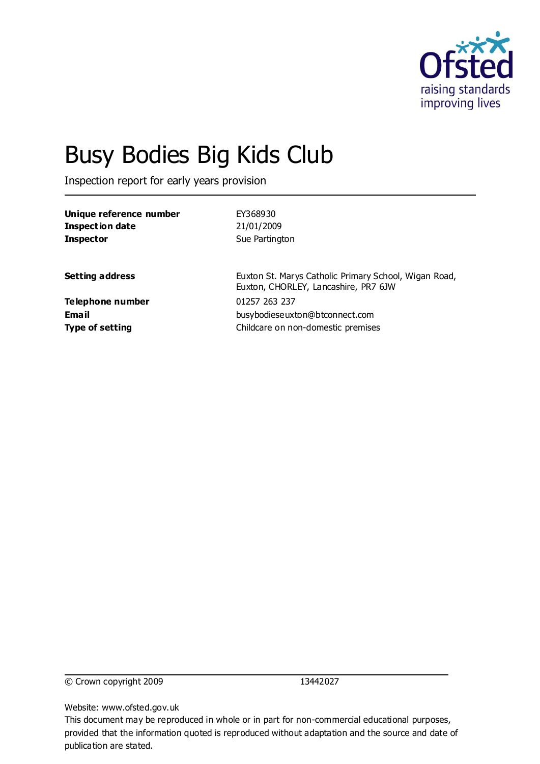Ofsted
raising standards
improving lives

# Busy Bodies Big Kids Club

Inspection report for early years provision

| | |
|---|---|
| **Unique reference number** | EY368930 |
| **Inspection date** | 21/01/2009 |
| **Inspector** | Sue Partington |
| | |
| **Setting address** | Euxton St. Marys Catholic Primary School, Wigan Road, Euxton, CHORLEY, Lancashire, PR7 6JW |
| **Telephone number** | 01257 263 237 |
| **Email** | busybodieseuxton@btconnect.com |
| **Type of setting** | Childcare on non-domestic premises |

© Crown copyright 2009 13442027

Website: www.ofsted.gov.uk

This document may be reproduced in whole or in part for non-commercial educational purposes, provided that the information quoted is reproduced without adaptation and the source and date of publication are stated.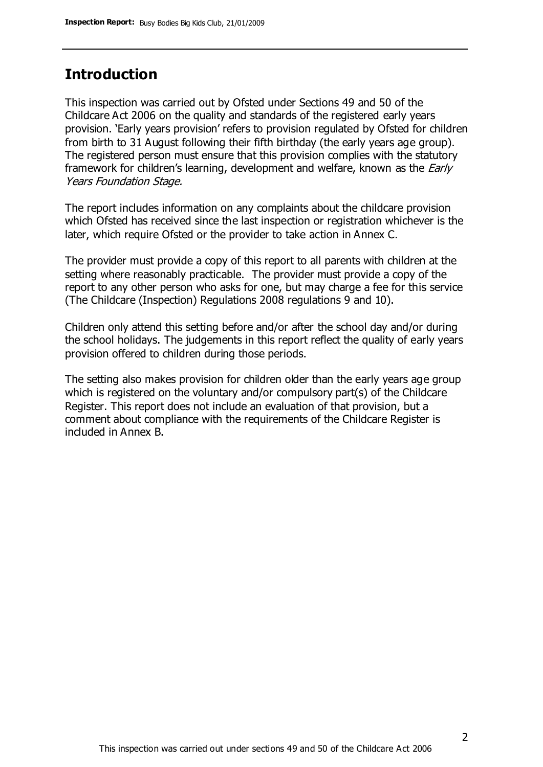## Introduction

This inspection was carried out by Ofsted under Sections 49 and 50 of the Childcare Act 2006 on the quality and standards of the registered early years provision. 'Early years provision' refers to provision regulated by Ofsted for children from birth to 31 August following their fifth birthday (the early years age group). The registered person must ensure that this provision complies with the statutory framework for children's learning, development and welfare, known as the *Early Years Foundation Stage.*

The report includes information on any complaints about the childcare provision which Ofsted has received since the last inspection or registration whichever is the later, which require Ofsted or the provider to take action in Annex C.

The provider must provide a copy of this report to all parents with children at the setting where reasonably practicable. The provider must provide a copy of the report to any other person who asks for one, but may charge a fee for this service (The Childcare (Inspection) Regulations 2008 regulations 9 and 10).

Children only attend this setting before and/or after the school day and/or during the school holidays. The judgements in this report reflect the quality of early years provision offered to children during those periods.

The setting also makes provision for children older than the early years age group which is registered on the voluntary and/or compulsory part(s) of the Childcare Register. This report does not include an evaluation of that provision, but a comment about compliance with the requirements of the Childcare Register is included in Annex B.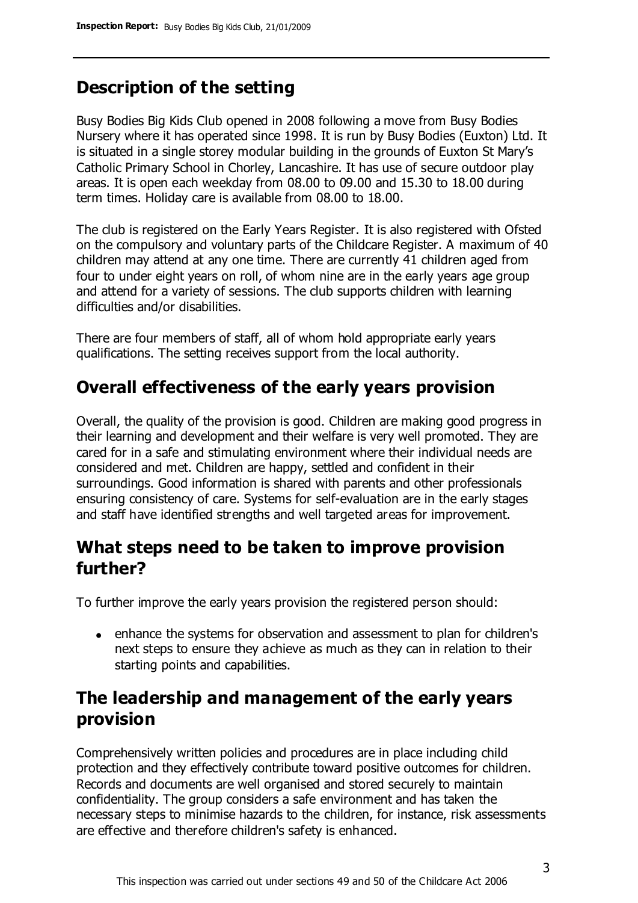## Description of the setting

Busy Bodies Big Kids Club opened in 2008 following a move from Busy Bodies Nursery where it has operated since 1998. It is run by Busy Bodies (Euxton) Ltd. It is situated in a single storey modular building in the grounds of Euxton St Mary's Catholic Primary School in Chorley, Lancashire. It has use of secure outdoor play areas. It is open each weekday from 08.00 to 09.00 and 15.30 to 18.00 during term times. Holiday care is available from 08.00 to 18.00.

The club is registered on the Early Years Register. It is also registered with Ofsted on the compulsory and voluntary parts of the Childcare Register. A maximum of 40 children may attend at any one time. There are currently 41 children aged from four to under eight years on roll, of whom nine are in the early years age group and attend for a variety of sessions. The club supports children with learning difficulties and/or disabilities.

There are four members of staff, all of whom hold appropriate early years qualifications. The setting receives support from the local authority.

## Overall effectiveness of the early years provision

Overall, the quality of the provision is good. Children are making good progress in their learning and development and their welfare is very well promoted. They are cared for in a safe and stimulating environment where their individual needs are considered and met. Children are happy, settled and confident in their surroundings. Good information is shared with parents and other professionals ensuring consistency of care. Systems for self-evaluation are in the early stages and staff have identified strengths and well targeted areas for improvement.

## What steps need to be taken to improve provision further?

To further improve the early years provision the registered person should:

- enhance the systems for observation and assessment to plan for children's next steps to ensure they achieve as much as they can in relation to their starting points and capabilities.

## The leadership and management of the early years provision

Comprehensively written policies and procedures are in place including child protection and they effectively contribute toward positive outcomes for children. Records and documents are well organised and stored securely to maintain confidentiality. The group considers a safe environment and has taken the necessary steps to minimise hazards to the children, for instance, risk assessments are effective and therefore children's safety is enhanced.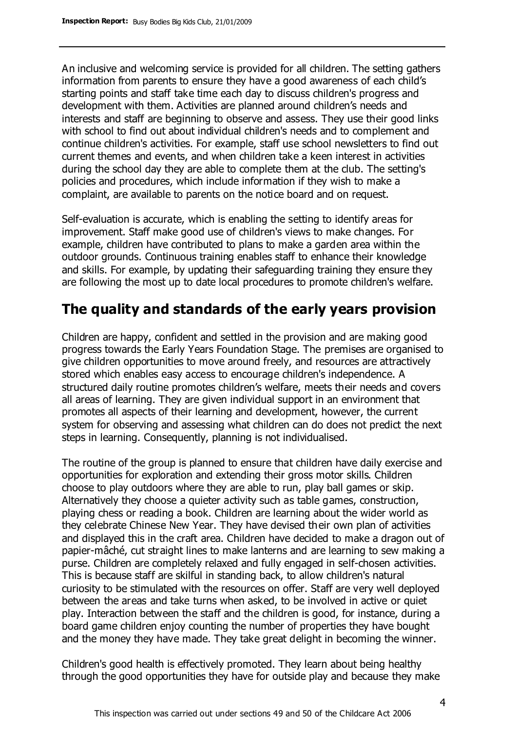An inclusive and welcoming service is provided for all children. The setting gathers information from parents to ensure they have a good awareness of each child's starting points and staff take time each day to discuss children's progress and development with them. Activities are planned around children's needs and interests and staff are beginning to observe and assess. They use their good links with school to find out about individual children's needs and to complement and continue children's activities. For example, staff use school newsletters to find out current themes and events, and when children take a keen interest in activities during the school day they are able to complete them at the club. The setting's policies and procedures, which include information if they wish to make a complaint, are available to parents on the notice board and on request.

Self-evaluation is accurate, which is enabling the setting to identify areas for improvement. Staff make good use of children's views to make changes. For example, children have contributed to plans to make a garden area within the outdoor grounds. Continuous training enables staff to enhance their knowledge and skills. For example, by updating their safeguarding training they ensure they are following the most up to date local procedures to promote children's welfare.

## The quality and standards of the early years provision

Children are happy, confident and settled in the provision and are making good progress towards the Early Years Foundation Stage. The premises are organised to give children opportunities to move around freely, and resources are attractively stored which enables easy access to encourage children's independence. A structured daily routine promotes children's welfare, meets their needs and covers all areas of learning. They are given individual support in an environment that promotes all aspects of their learning and development, however, the current system for observing and assessing what children can do does not predict the next steps in learning. Consequently, planning is not individualised.

The routine of the group is planned to ensure that children have daily exercise and opportunities for exploration and extending their gross motor skills. Children choose to play outdoors where they are able to run, play ball games or skip. Alternatively they choose a quieter activity such as table games, construction, playing chess or reading a book. Children are learning about the wider world as they celebrate Chinese New Year. They have devised their own plan of activities and displayed this in the craft area. Children have decided to make a dragon out of papier-mâché, cut straight lines to make lanterns and are learning to sew making a purse. Children are completely relaxed and fully engaged in self-chosen activities. This is because staff are skilful in standing back, to allow children's natural curiosity to be stimulated with the resources on offer. Staff are very well deployed between the areas and take turns when asked, to be involved in active or quiet play. Interaction between the staff and the children is good, for instance, during a board game children enjoy counting the number of properties they have bought and the money they have made. They take great delight in becoming the winner.

Children's good health is effectively promoted. They learn about being healthy through the good opportunities they have for outside play and because they make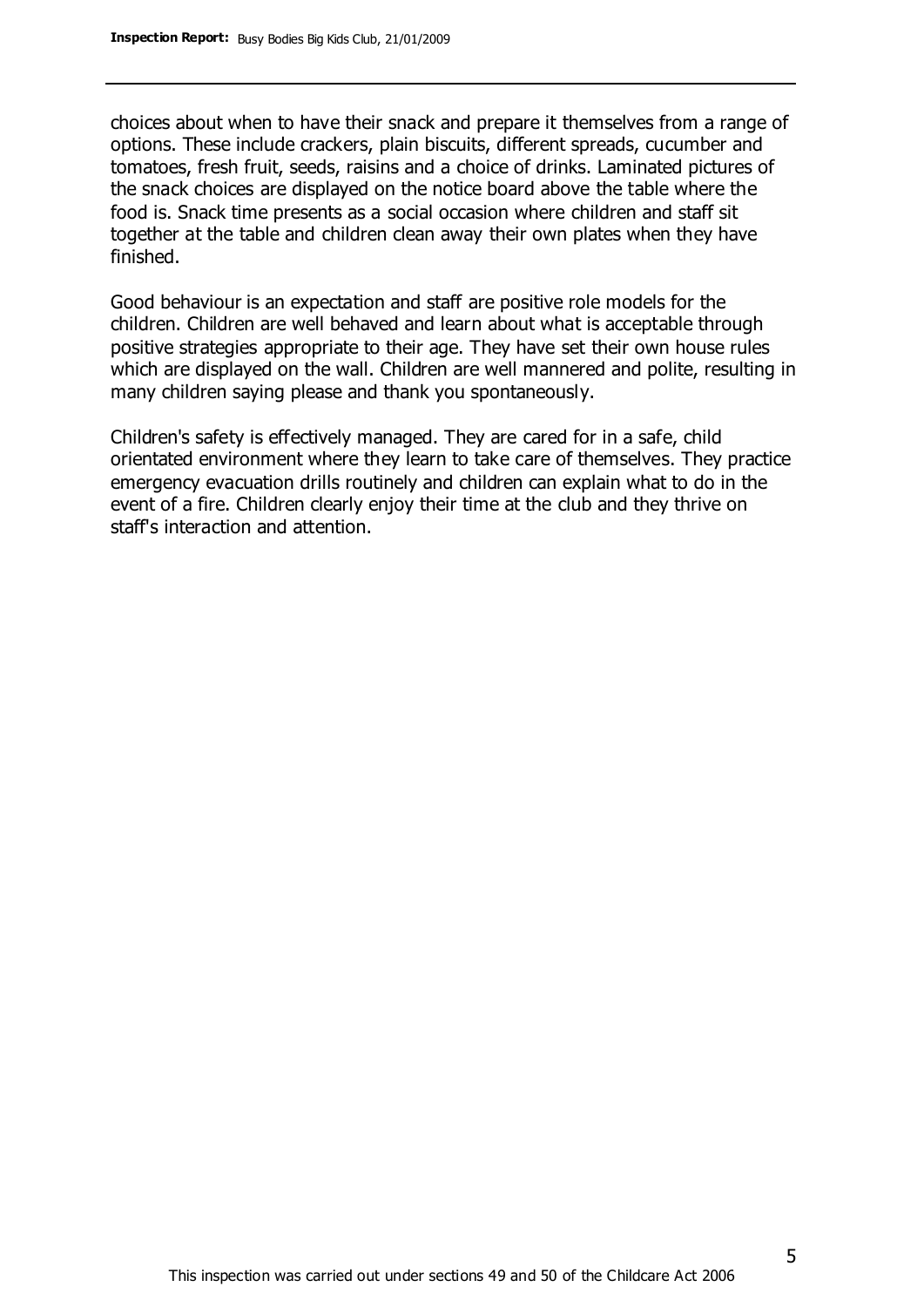choices about when to have their snack and prepare it themselves from a range of options. These include crackers, plain biscuits, different spreads, cucumber and tomatoes, fresh fruit, seeds, raisins and a choice of drinks. Laminated pictures of the snack choices are displayed on the notice board above the table where the food is. Snack time presents as a social occasion where children and staff sit together at the table and children clean away their own plates when they have finished.

Good behaviour is an expectation and staff are positive role models for the children. Children are well behaved and learn about what is acceptable through positive strategies appropriate to their age. They have set their own house rules which are displayed on the wall. Children are well mannered and polite, resulting in many children saying please and thank you spontaneously.

Children's safety is effectively managed. They are cared for in a safe, child orientated environment where they learn to take care of themselves. They practice emergency evacuation drills routinely and children can explain what to do in the event of a fire. Children clearly enjoy their time at the club and they thrive on staff's interaction and attention.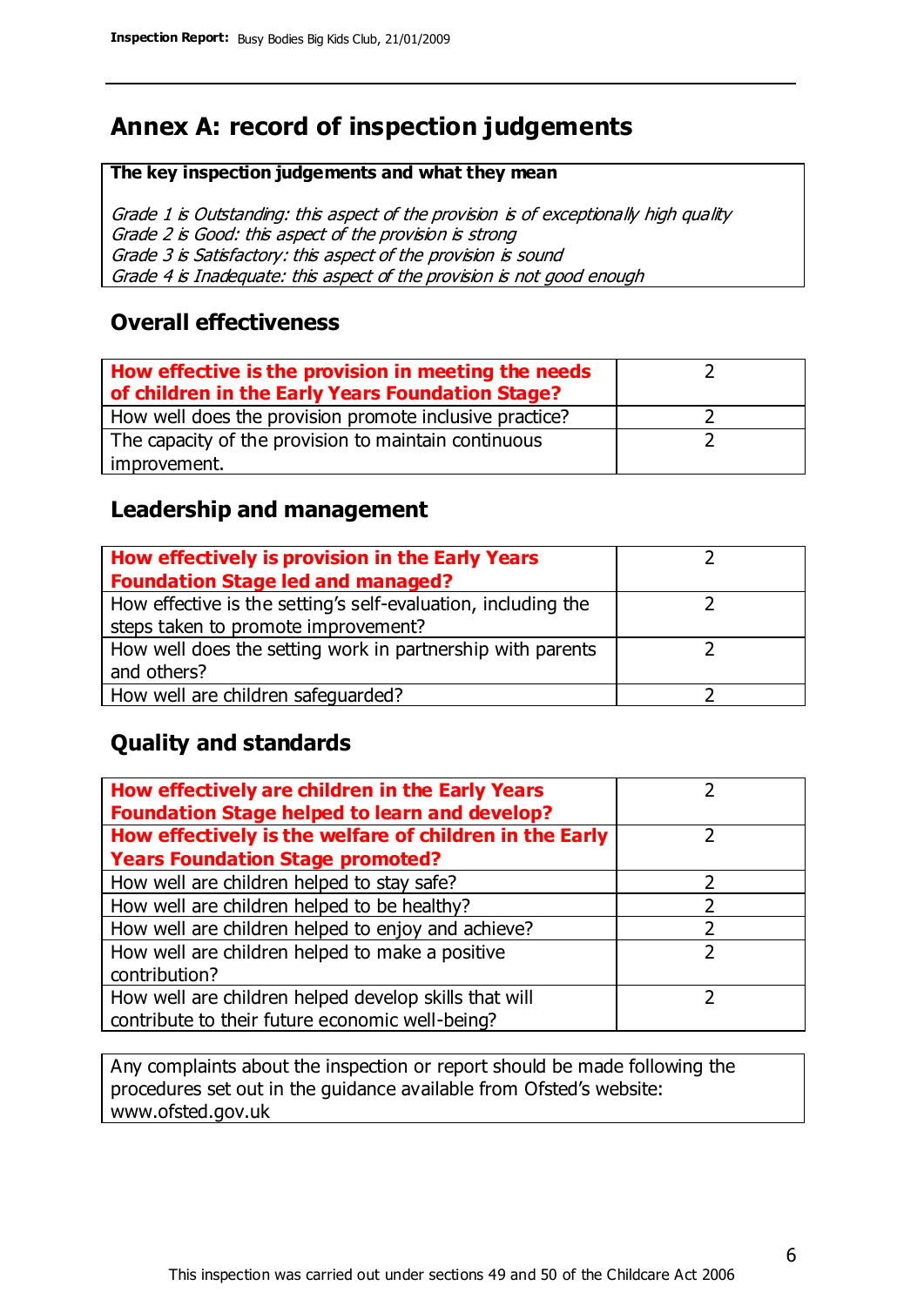## Annex A: record of inspection judgements

**The key inspection judgements and what they mean**

*Grade 1 is Outstanding: this aspect of the provision is of exceptionally high quality*
*Grade 2 is Good: this aspect of the provision is strong*
*Grade 3 is Satisfactory: this aspect of the provision is sound*
*Grade 4 is Inadequate: this aspect of the provision is not good enough*

### Overall effectiveness

| | |
|---|---|
| **How effective is the provision in meeting the needs of children in the Early Years Foundation Stage?** | 2 |
| How well does the provision promote inclusive practice? | 2 |
| The capacity of the provision to maintain continuous improvement. | 2 |

### Leadership and management

| | |
|---|---|
| **How effectively is provision in the Early Years Foundation Stage led and managed?** | 2 |
| How effective is the setting's self-evaluation, including the steps taken to promote improvement? | 2 |
| How well does the setting work in partnership with parents and others? | 2 |
| How well are children safeguarded? | 2 |

### Quality and standards

| | |
|---|---|
| **How effectively are children in the Early Years Foundation Stage helped to learn and develop?** | 2 |
| **How effectively is the welfare of children in the Early Years Foundation Stage promoted?** | 2 |
| How well are children helped to stay safe? | 2 |
| How well are children helped to be healthy? | 2 |
| How well are children helped to enjoy and achieve? | 2 |
| How well are children helped to make a positive contribution? | 2 |
| How well are children helped develop skills that will contribute to their future economic well-being? | 2 |

Any complaints about the inspection or report should be made following the procedures set out in the guidance available from Ofsted's website: www.ofsted.gov.uk

This inspection was carried out under sections 49 and 50 of the Childcare Act 2006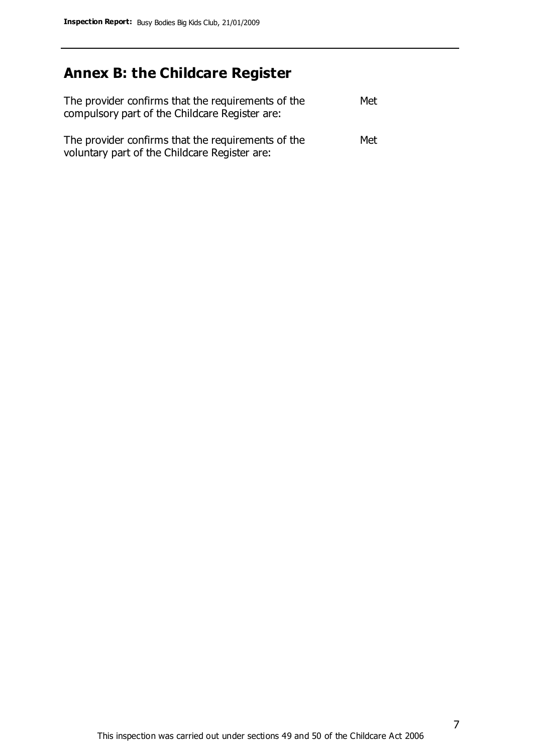# Annex B: the Childcare Register

| | |
|---|---|
| The provider confirms that the requirements of the compulsory part of the Childcare Register are: | Met |
| The provider confirms that the requirements of the voluntary part of the Childcare Register are: | Met |

This inspection was carried out under sections 49 and 50 of the Childcare Act 2006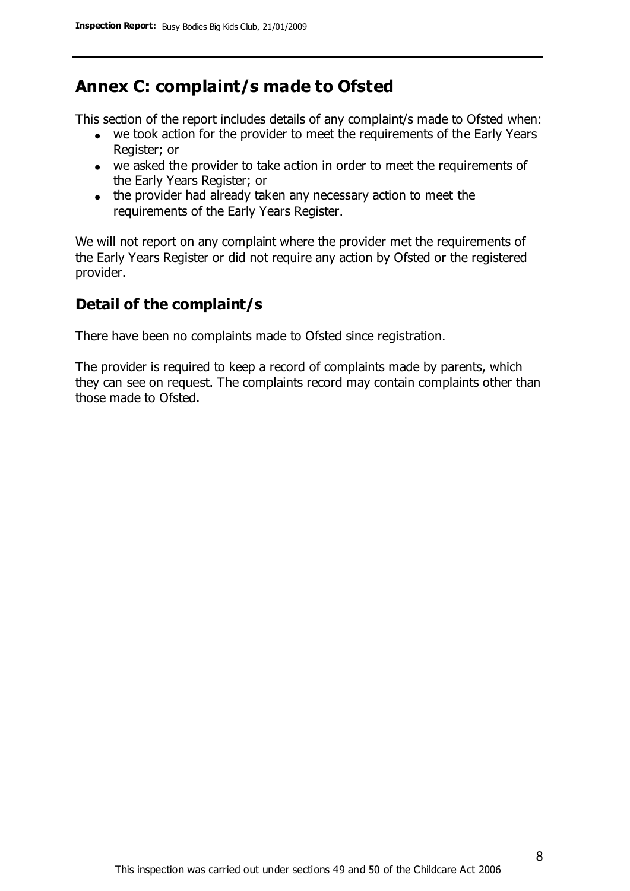## Annex C: complaint/s made to Ofsted

This section of the report includes details of any complaint/s made to Ofsted when:

- we took action for the provider to meet the requirements of the Early Years Register; or
- we asked the provider to take action in order to meet the requirements of the Early Years Register; or
- the provider had already taken any necessary action to meet the requirements of the Early Years Register.

We will not report on any complaint where the provider met the requirements of the Early Years Register or did not require any action by Ofsted or the registered provider.

### Detail of the complaint/s

There have been no complaints made to Ofsted since registration.

The provider is required to keep a record of complaints made by parents, which they can see on request. The complaints record may contain complaints other than those made to Ofsted.